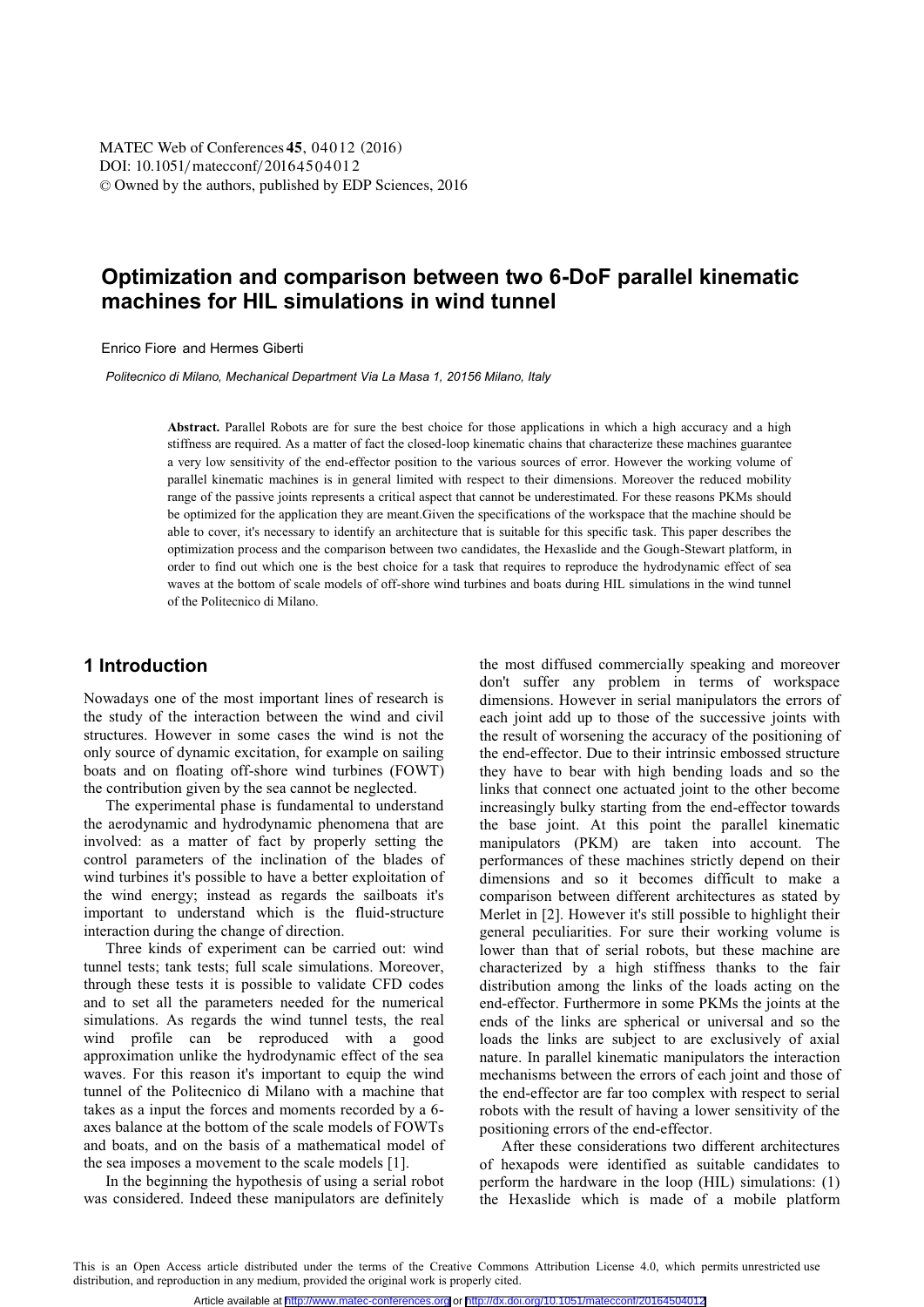# Optimization and comparison between two 6-DoF parallel kinematic machines for HIL simulations in wind tunnel

Enrico Fiore and Hermes Giberti

*Politecnico di Milano, Mechanical Department Via La Masa 1, 20156 Milano, Italy*

**Abstract.** Parallel Robots are for sure the best choice for those applications in which a high accuracy and a high stiffness are required. As a matter of fact the closed-loop kinematic chains that characterize these machines guarantee a very low sensitivity of the end-effector position to the various sources of error. However the working volume of parallel kinematic machines is in general limited with respect to their dimensions. Moreover the reduced mobility range of the passive joints represents a critical aspect that cannot be underestimated. For these reasons PKMs should be optimized for the application they are meant.Given the specifications of the workspace that the machine should be able to cover, it's necessary to identify an architecture that is suitable for this specific task. This paper describes the optimization process and the comparison between two candidates, the Hexaslide and the Gough-Stewart platform, in order to find out which one is the best choice for a task that requires to reproduce the hydrodynamic effect of sea waves at the bottom of scale models of off-shore wind turbines and boats during HIL simulations in the wind tunnel of the Politecnico di Milano.

## 1 Introduction

Nowadays one of the most important lines of research is the study of the interaction between the wind and civil structures. However in some cases the wind is not the only source of dynamic excitation, for example on sailing boats and on floating off-shore wind turbines (FOWT) the contribution given by the sea cannot be neglected.

The experimental phase is fundamental to understand the aerodynamic and hydrodynamic phenomena that are involved: as a matter of fact by properly setting the control parameters of the inclination of the blades of wind turbines it's possible to have a better exploitation of the wind energy; instead as regards the sailboats it's important to understand which is the fluid-structure interaction during the change of direction.

Three kinds of experiment can be carried out: wind tunnel tests; tank tests; full scale simulations. Moreover, through these tests it is possible to validate CFD codes and to set all the parameters needed for the numerical simulations. As regards the wind tunnel tests, the real wind profile can be reproduced with a good approximation unlike the hydrodynamic effect of the sea waves. For this reason it's important to equip the wind tunnel of the Politecnico di Milano with a machine that takes as a input the forces and moments recorded by a 6-axes balance at the bottom of the scale models of FOWTs and boats, and on the basis of a mathematical model of the sea imposes a movement to the scale models [1].

In the beginning the hypothesis of using a serial robot was considered. Indeed these manipulators are definitely the most diffused commercially speaking and moreover don't suffer any problem in terms of workspace dimensions. However in serial manipulators the errors of each joint add up to those of the successive joints with the result of worsening the accuracy of the positioning of the end-effector. Due to their intrinsic embossed structure they have to bear with high bending loads and so the links that connect one actuated joint to the other become increasingly bulky starting from the end-effector towards the base joint. At this point the parallel kinematic manipulators (PKM) are taken into account. The performances of these machines strictly depend on their dimensions and so it becomes difficult to make a comparison between different architectures as stated by Merlet in [2]. However it's still possible to highlight their general peculiarities. For sure their working volume is lower than that of serial robots, but these machine are characterized by a high stiffness thanks to the fair distribution among the links of the loads acting on the end-effector. Furthermore in some PKMs the joints at the ends of the links are spherical or universal and so the loads the links are subject to are exclusively of axial nature. In parallel kinematic manipulators the interaction mechanisms between the errors of each joint and those of the end-effector are far too complex with respect to serial robots with the result of having a lower sensitivity of the positioning errors of the end-effector.

After these considerations two different architectures of hexapods were identified as suitable candidates to perform the hardware in the loop (HIL) simulations: (1) the Hexaslide which is made of a mobile platform

This is an Open Access article distributed under the terms of the Creative Commons Attribution License 4.0, which permits unrestricted use distribution, and reproduction in any medium, provided the original work is properly cited.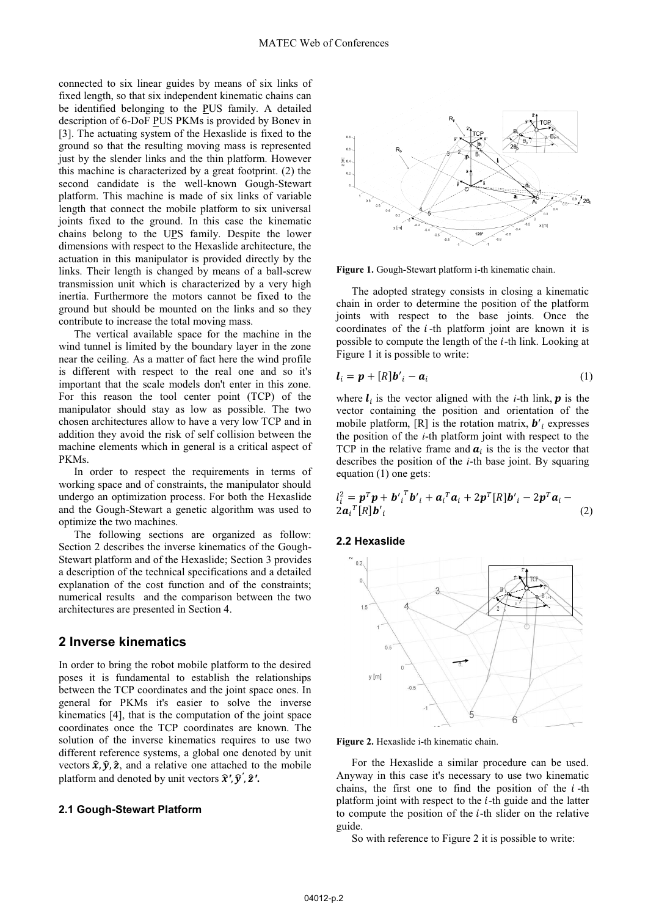connected to six linear guides by means of six links of fixed length, so that six independent kinematic chains can be identified belonging to the PUS family. A detailed description of 6-DoF PUS PKMs is provided by Bonev in [3]. The actuating system of the Hexaslide is fixed to the ground so that the resulting moving mass is represented just by the slender links and the thin platform. However this machine is characterized by a great footprint. (2) the second candidate is the well-known Gough-Stewart platform. This machine is made of six links of variable length that connect the mobile platform to six universal joints fixed to the ground. In this case the kinematic chains belong to the UPS family. Despite the lower dimensions with respect to the Hexaslide architecture, the actuation in this manipulator is provided directly by the links. Their length is changed by means of a ball-screw transmission unit which is characterized by a very high inertia. Furthermore the motors cannot be fixed to the ground but should be mounted on the links and so they contribute to increase the total moving mass.

The vertical available space for the machine in the wind tunnel is limited by the boundary layer in the zone near the ceiling. As a matter of fact here the wind profile is different with respect to the real one and so it's important that the scale models don't enter in this zone. For this reason the tool center point (TCP) of the manipulator should stay as low as possible. The two chosen architectures allow to have a very low TCP and in addition they avoid the risk of self collision between the machine elements which in general is a critical aspect of PKMs.

In order to respect the requirements in terms of working space and of constraints, the manipulator should undergo an optimization process. For both the Hexaslide and the Gough-Stewart a genetic algorithm was used to optimize the two machines.

The following sections are organized as follow: Section 2 describes the inverse kinematics of the Gough-Stewart platform and of the Hexaslide; Section 3 provides a description of the technical specifications and a detailed explanation of the cost function and of the constraints; numerical results and the comparison between the two architectures are presented in Section 4.

## 2 Inverse kinematics

In order to bring the robot mobile platform to the desired poses it is fundamental to establish the relationships between the TCP coordinates and the joint space ones. In general for PKMs it's easier to solve the inverse kinematics [4], that is the computation of the joint space coordinates once the TCP coordinates are known. The solution of the inverse kinematics requires to use two different reference systems, a global one denoted by unit vectors $\hat{\boldsymbol{x}}, \hat{\boldsymbol{y}}, \hat{\boldsymbol{z}}$, and a relative one attached to the mobile platform and denoted by unit vectors $\hat{\boldsymbol{x}}', \hat{\boldsymbol{y}}', \hat{\boldsymbol{z}}'$.

### 2.1 Gough-Stewart Platform

Figure 1. Gough-Stewart platform i-th kinematic chain.

The adopted strategy consists in closing a kinematic chain in order to determine the position of the platform joints with respect to the base joints. Once the coordinates of the $i$-th platform joint are known it is possible to compute the length of the $i$-th link. Looking at Figure 1 it is possible to write:

$$\boldsymbol{l}_i = \boldsymbol{p} + [R]\boldsymbol{b'}_i - \boldsymbol{a}_i \tag{1}$$

where $\boldsymbol{l}_i$ is the vector aligned with the $i$-th link, $\boldsymbol{p}$ is the vector containing the position and orientation of the mobile platform, [R] is the rotation matrix, $\boldsymbol{b'}_i$ expresses the position of the $i$-th platform joint with respect to the TCP in the relative frame and $\boldsymbol{a}_i$ is the is the vector that describes the position of the $i$-th base joint. By squaring equation (1) one gets:

$$l_i^2 = \boldsymbol{p}^T\boldsymbol{p} + \boldsymbol{b'}_i^T\boldsymbol{b'}_i + \boldsymbol{a}_i^T\boldsymbol{a}_i + 2\boldsymbol{p}^T[R]\boldsymbol{b'}_i - 2\boldsymbol{p}^T\boldsymbol{a}_i - 2\boldsymbol{a}_i^T[R]\boldsymbol{b'}_i \tag{2}$$

### 2.2 Hexaslide

Figure 2. Hexaslide i-th kinematic chain.

For the Hexaslide a similar procedure can be used. Anyway in this case it's necessary to use two kinematic chains, the first one to find the position of the $i$-th platform joint with respect to the $i$-th guide and the latter to compute the position of the $i$-th slider on the relative guide.

So with reference to Figure 2 it is possible to write: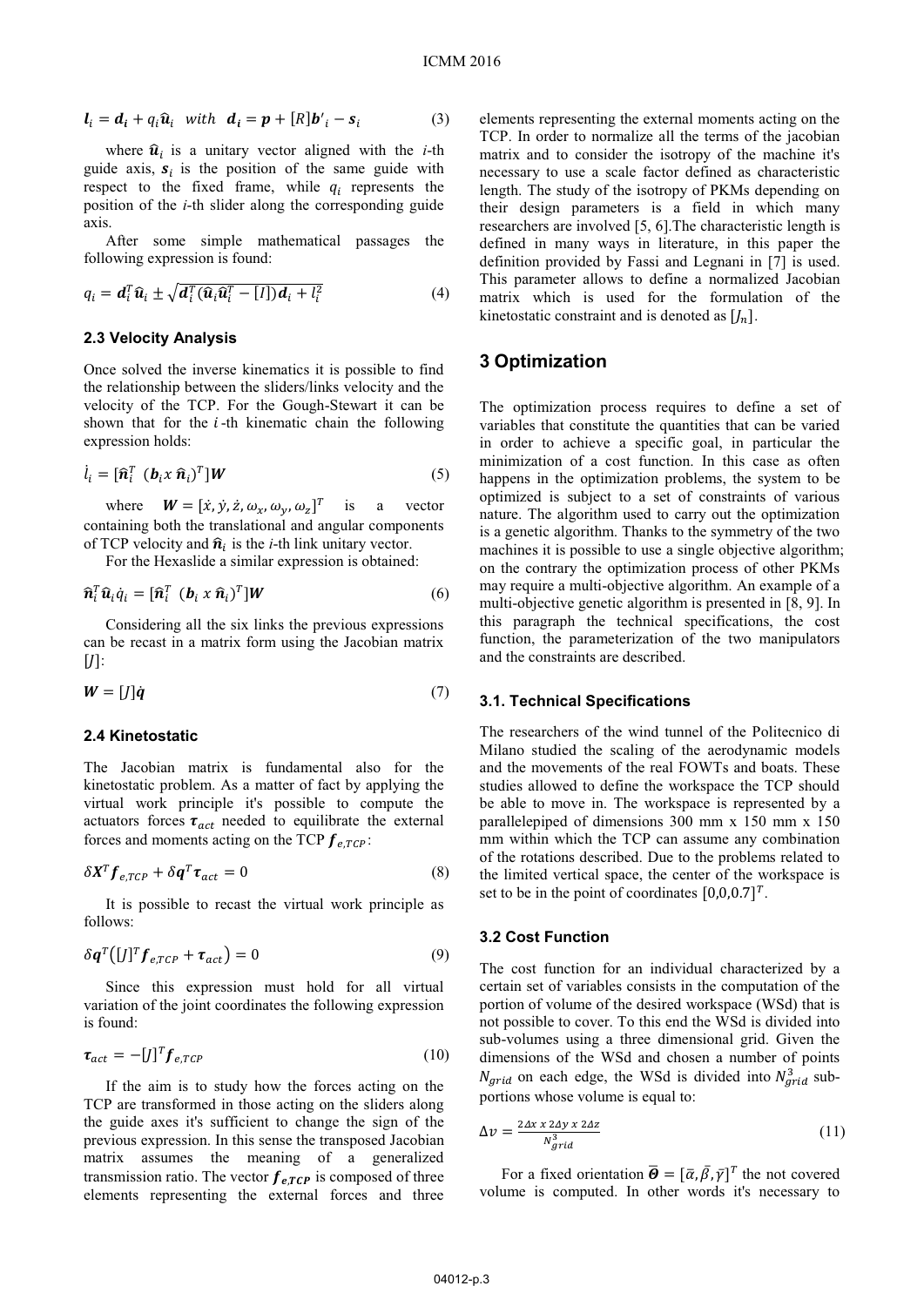$$\boldsymbol{l}_i = \boldsymbol{d}_i + q_i\hat{\boldsymbol{u}}_i \quad with \quad \boldsymbol{d}_i = \boldsymbol{p} + [R]\boldsymbol{b}'_i - \boldsymbol{s}_i \tag{3}$$

where $\hat{\boldsymbol{u}}_i$ is a unitary vector aligned with the *i*-th guide axis, $\boldsymbol{s}_i$ is the position of the same guide with respect to the fixed frame, while $q_i$ represents the position of the *i*-th slider along the corresponding guide axis.

After some simple mathematical passages the following expression is found:

$$q_i = \boldsymbol{d}_i^T\hat{\boldsymbol{u}}_i \pm \sqrt{\boldsymbol{d}_i^T(\hat{\boldsymbol{u}}_i\hat{\boldsymbol{u}}_i^T - [I])\boldsymbol{d}_i + l_i^2} \tag{4}$$

### 2.3 Velocity Analysis

Once solved the inverse kinematics it is possible to find the relationship between the sliders/links velocity and the velocity of the TCP. For the Gough-Stewart it can be shown that for the $i$-th kinematic chain the following expression holds:

$$\dot{l}_i = [\hat{\boldsymbol{n}}_i^T \ \ (\boldsymbol{b}_i x \ \hat{\boldsymbol{n}}_i)^T]\boldsymbol{W} \tag{5}$$

where $\boldsymbol{W} = [\dot{x}, \dot{y}, \dot{z}, \omega_x, \omega_y, \omega_z]^T$ is a vector containing both the translational and angular components of TCP velocity and $\hat{\boldsymbol{n}}_i$ is the *i*-th link unitary vector.

For the Hexaslide a similar expression is obtained:

$$\hat{\boldsymbol{n}}_i^T\hat{\boldsymbol{u}}_i\dot{q}_i = [\hat{\boldsymbol{n}}_i^T \ \ (\boldsymbol{b}_i \ x \ \hat{\boldsymbol{n}}_i)^T]\boldsymbol{W} \tag{6}$$

Considering all the six links the previous expressions can be recast in a matrix form using the Jacobian matrix $[J]$:

$$\boldsymbol{W} = [J]\dot{\boldsymbol{q}} \tag{7}$$

### 2.4 Kinetostatic

The Jacobian matrix is fundamental also for the kinetostatic problem. As a matter of fact by applying the virtual work principle it's possible to compute the actuators forces $\boldsymbol{\tau}_{act}$ needed to equilibrate the external forces and moments acting on the TCP $\boldsymbol{f}_{e,TCP}$:

$$\delta\boldsymbol{X}^T\boldsymbol{f}_{e,TCP} + \delta\boldsymbol{q}^T\boldsymbol{\tau}_{act} = 0 \tag{8}$$

It is possible to recast the virtual work principle as follows:

$$\delta\boldsymbol{q}^T\left([J]^T\boldsymbol{f}_{e,TCP} + \boldsymbol{\tau}_{act}\right) = 0 \tag{9}$$

Since this expression must hold for all virtual variation of the joint coordinates the following expression is found:

$$\boldsymbol{\tau}_{act} = -[J]^T\boldsymbol{f}_{e,TCP} \tag{10}$$

If the aim is to study how the forces acting on the TCP are transformed in those acting on the sliders along the guide axes it's sufficient to change the sign of the previous expression. In this sense the transposed Jacobian matrix assumes the meaning of a generalized transmission ratio. The vector $\boldsymbol{f}_{e,TCP}$ is composed of three elements representing the external forces and three elements representing the external moments acting on the TCP. In order to normalize all the terms of the jacobian matrix and to consider the isotropy of the machine it's necessary to use a scale factor defined as characteristic length. The study of the isotropy of PKMs depending on their design parameters is a field in which many researchers are involved [5, 6].The characteristic length is defined in many ways in literature, in this paper the definition provided by Fassi and Legnani in [7] is used. This parameter allows to define a normalized Jacobian matrix which is used for the formulation of the kinetostatic constraint and is denoted as $[J_n]$.

## 3 Optimization

The optimization process requires to define a set of variables that constitute the quantities that can be varied in order to achieve a specific goal, in particular the minimization of a cost function. In this case as often happens in the optimization problems, the system to be optimized is subject to a set of constraints of various nature. The algorithm used to carry out the optimization is a genetic algorithm. Thanks to the symmetry of the two machines it is possible to use a single objective algorithm; on the contrary the optimization process of other PKMs may require a multi-objective algorithm. An example of a multi-objective genetic algorithm is presented in [8, 9]. In this paragraph the technical specifications, the cost function, the parameterization of the two manipulators and the constraints are described.

### 3.1. Technical Specifications

The researchers of the wind tunnel of the Politecnico di Milano studied the scaling of the aerodynamic models and the movements of the real FOWTs and boats. These studies allowed to define the workspace the TCP should be able to move in. The workspace is represented by a parallelepiped of dimensions 300 mm x 150 mm x 150 mm within which the TCP can assume any combination of the rotations described. Due to the problems related to the limited vertical space, the center of the workspace is set to be in the point of coordinates $[0,0,0.7]^T$.

### 3.2 Cost Function

The cost function for an individual characterized by a certain set of variables consists in the computation of the portion of volume of the desired workspace (WSd) that is not possible to cover. To this end the WSd is divided into sub-volumes using a three dimensional grid. Given the dimensions of the WSd and chosen a number of points $N_{grid}$ on each edge, the WSd is divided into $N_{grid}^3$ sub-portions whose volume is equal to:

$$\Delta v = \frac{2\Delta x \ x \ 2\Delta y \ x \ 2\Delta z}{N_{grid}^3} \tag{11}$$

For a fixed orientation $\overline{\boldsymbol{\Theta}} = [\bar{\alpha}, \bar{\beta}, \bar{\gamma}]^T$ the not covered volume is computed. In other words it's necessary to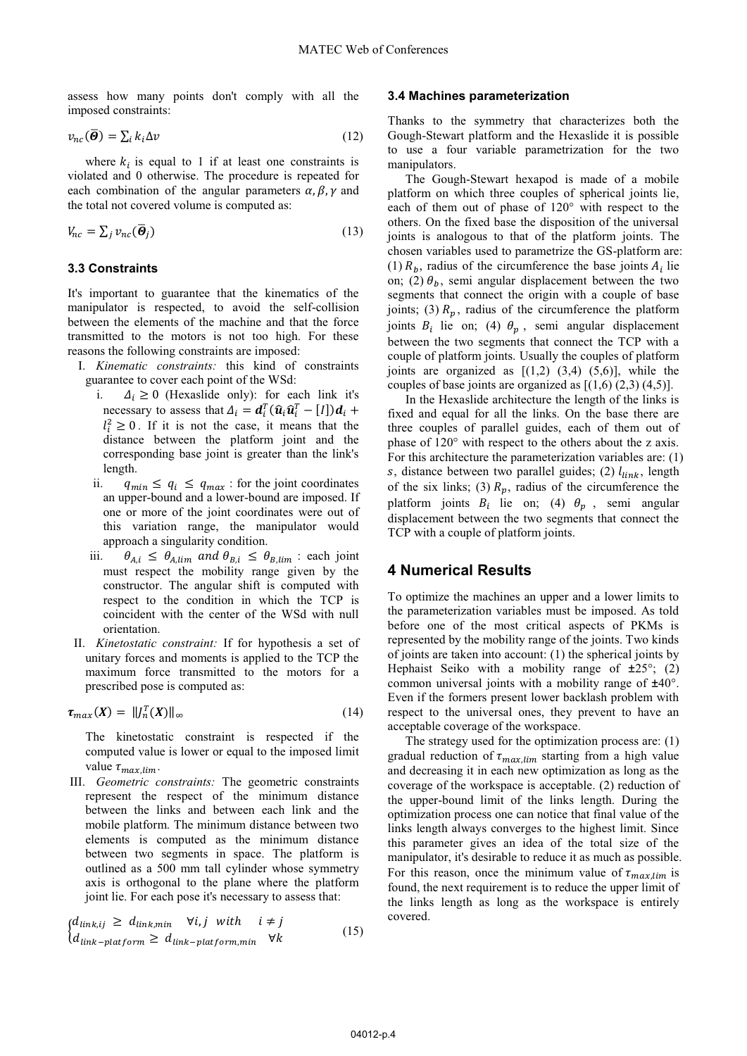assess how many points don't comply with all the imposed constraints:

$$v_{nc}(\overline{\boldsymbol{\Theta}}) = \sum_i k_i \Delta v \tag{12}$$

where $k_i$ is equal to 1 if at least one constraints is violated and 0 otherwise. The procedure is repeated for each combination of the angular parameters $\alpha, \beta, \gamma$ and the total not covered volume is computed as:

$$V_{nc} = \sum_j v_{nc}(\overline{\boldsymbol{\Theta}}_j) \tag{13}$$

### 3.3 Constraints

It's important to guarantee that the kinematics of the manipulator is respected, to avoid the self-collision between the elements of the machine and that the force transmitted to the motors is not too high. For these reasons the following constraints are imposed:

I. *Kinematic constraints:* this kind of constraints guarantee to cover each point of the WSd:
   i. $\Delta_i \geq 0$ (Hexaslide only): for each link it's necessary to assess that $\Delta_i = \boldsymbol{d}_i^T(\widehat{\boldsymbol{u}}_i\widehat{\boldsymbol{u}}_i^T - [I])\boldsymbol{d}_i + l_i^2 \geq 0$. If it is not the case, it means that the distance between the platform joint and the corresponding base joint is greater than the link's length.
   ii. $q_{min} \leq q_i \leq q_{max}$ : for the joint coordinates an upper-bound and a lower-bound are imposed. If one or more of the joint coordinates were out of this variation range, the manipulator would approach a singularity condition.
   iii. $\theta_{A,i} \leq \theta_{A,lim}$ and $\theta_{B,i} \leq \theta_{B,lim}$ : each joint must respect the mobility range given by the constructor. The angular shift is computed with respect to the condition in which the TCP is coincident with the center of the WSd with null orientation.

II. *Kinetostatic constraint:* If for hypothesis a set of unitary forces and moments is applied to the TCP the maximum force transmitted to the motors for a prescribed pose is computed as:

$$\boldsymbol{\tau}_{max}(\boldsymbol{X}) = \|J_n^T(\boldsymbol{X})\|_\infty \tag{14}$$

The kinetostatic constraint is respected if the computed value is lower or equal to the imposed limit value $\tau_{max,lim}$.

III. *Geometric constraints:* The geometric constraints represent the respect of the minimum distance between the links and between each link and the mobile platform. The minimum distance between two elements is computed as the minimum distance between two segments in space. The platform is outlined as a 500 mm tall cylinder whose symmetry axis is orthogonal to the plane where the platform joint lie. For each pose it's necessary to assess that:

$$\begin{cases} d_{link,ij} \geq d_{link,min} & \forall i,j \ \ with \ \ i \neq j \\ d_{link-platform} \geq d_{link-platform,min} & \forall k \end{cases} \tag{15}$$

### 3.4 Machines parameterization

Thanks to the symmetry that characterizes both the Gough-Stewart platform and the Hexaslide it is possible to use a four variable parametrization for the two manipulators.

The Gough-Stewart hexapod is made of a mobile platform on which three couples of spherical joints lie, each of them out of phase of 120° with respect to the others. On the fixed base the disposition of the universal joints is analogous to that of the platform joints. The chosen variables used to parametrize the GS-platform are: (1) $R_b$, radius of the circumference the base joints $A_i$ lie on; (2) $\theta_b$, semi angular displacement between the two segments that connect the origin with a couple of base joints; (3) $R_p$, radius of the circumference the platform joints $B_i$ lie on; (4) $\theta_p$ , semi angular displacement between the two segments that connect the TCP with a couple of platform joints. Usually the couples of platform joints are organized as [(1,2) (3,4) (5,6)], while the couples of base joints are organized as [(1,6) (2,3) (4,5)].

In the Hexaslide architecture the length of the links is fixed and equal for all the links. On the base there are three couples of parallel guides, each of them out of phase of 120° with respect to the others about the z axis. For this architecture the parameterization variables are: (1) $s$, distance between two parallel guides; (2) $l_{link}$, length of the six links; (3) $R_p$, radius of the circumference the platform joints $B_i$ lie on; (4) $\theta_p$ , semi angular displacement between the two segments that connect the TCP with a couple of platform joints.

## 4 Numerical Results

To optimize the machines an upper and a lower limits to the parameterization variables must be imposed. As told before one of the most critical aspects of PKMs is represented by the mobility range of the joints. Two kinds of joints are taken into account: (1) the spherical joints by Hephaist Seiko with a mobility range of ±25°; (2) common universal joints with a mobility range of ±40°. Even if the formers present lower backlash problem with respect to the universal ones, they prevent to have an acceptable coverage of the workspace.

The strategy used for the optimization process are: (1) gradual reduction of $\tau_{max,lim}$ starting from a high value and decreasing it in each new optimization as long as the coverage of the workspace is acceptable. (2) reduction of the upper-bound limit of the links length. During the optimization process one can notice that final value of the links length always converges to the highest limit. Since this parameter gives an idea of the total size of the manipulator, it's desirable to reduce it as much as possible. For this reason, once the minimum value of $\tau_{max,lim}$ is found, the next requirement is to reduce the upper limit of the links length as long as the workspace is entirely covered.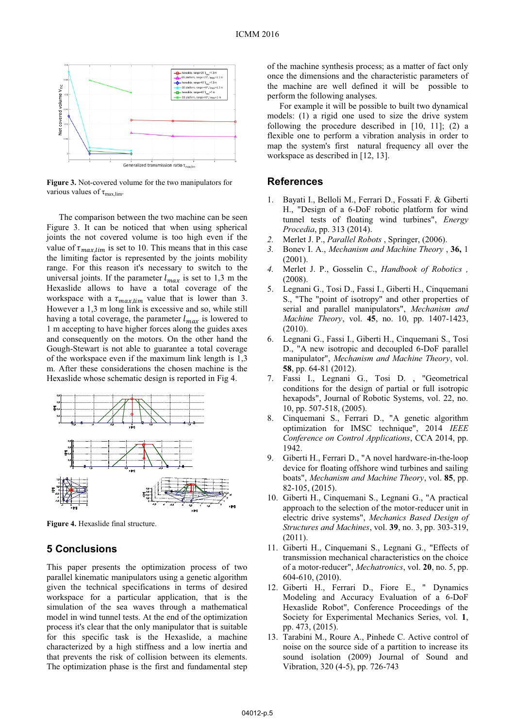Figure 3. Not-covered volume for the two manipulators for various values of $\tau_{max,lim}$.

The comparison between the two machine can be seen Figure 3. It can be noticed that when using spherical joints the not covered volume is too high even if the value of $\tau_{max,lim}$ is set to 10. This means that in this case the limiting factor is represented by the joints mobility range. For this reason it's necessary to switch to the universal joints. If the parameter $l_{max}$ is set to 1,3 m the Hexaslide allows to have a total coverage of the workspace with a $\tau_{max,lim}$ value that is lower than 3. However a 1,3 m long link is excessive and so, while still having a total coverage, the parameter $l_{max}$ is lowered to 1 m accepting to have higher forces along the guides axes and consequently on the motors. On the other hand the Gough-Stewart is not able to guarantee a total coverage of the workspace even if the maximum link length is 1,3 m. After these considerations the chosen machine is the Hexaslide whose schematic design is reported in Fig 4.

Figure 4. Hexaslide final structure.

## 5 Conclusions

This paper presents the optimization process of two parallel kinematic manipulators using a genetic algorithm given the technical specifications in terms of desired workspace for a particular application, that is the simulation of the sea waves through a mathematical model in wind tunnel tests. At the end of the optimization process it's clear that the only manipulator that is suitable for this specific task is the Hexaslide, a machine characterized by a high stiffness and a low inertia and that prevents the risk of collision between its elements. The optimization phase is the first and fundamental step of the machine synthesis process; as a matter of fact only once the dimensions and the characteristic parameters of the machine are well defined it will be possible to perform the following analyses.

For example it will be possible to built two dynamical models: (1) a rigid one used to size the drive system following the procedure described in [10, 11]; (2) a flexible one to perform a vibration analysis in order to map the system's first natural frequency all over the workspace as described in [12, 13].

## References

1. Bayati I., Belloli M., Ferrari D., Fossati F. & Giberti H., "Design of a 6-DoF robotic platform for wind tunnel tests of floating wind turbines", *Energy Procedia*, pp. 313 (2014).
2. Merlet J. P., *Parallel Robots* , Springer, (2006).
3. Bonev I. A., *Mechanism and Machine Theory* , **36,** 1 (2001).
4. Merlet J. P., Gosselin C., *Handbook of Robotics* , (2008).
5. Legnani G., Tosi D., Fassi I., Giberti H., Cinquemani S., "The "point of isotropy" and other properties of serial and parallel manipulators", *Mechanism and Machine Theory*, vol. **45**, no. 10, pp. 1407-1423, (2010).
6. Legnani G., Fassi I., Giberti H., Cinquemani S., Tosi D., "A new isotropic and decoupled 6-DoF parallel manipulator", *Mechanism and Machine Theory*, vol. **58**, pp. 64-81 (2012).
7. Fassi I., Legnani G., Tosi D. , "Geometrical conditions for the design of partial or full isotropic hexapods", Journal of Robotic Systems, vol. 22, no. 10, pp. 507-518, (2005).
8. Cinquemani S., Ferrari D., "A genetic algorithm optimization for IMSC technique", 2014 *IEEE Conference on Control Applications*, CCA 2014, pp. 1942.
9. Giberti H., Ferrari D., "A novel hardware-in-the-loop device for floating offshore wind turbines and sailing boats", *Mechanism and Machine Theory*, vol. **85**, pp. 82-105, (2015).
10. Giberti H., Cinquemani S., Legnani G., "A practical approach to the selection of the motor-reducer unit in electric drive systems", *Mechanics Based Design of Structures and Machines*, vol. **39**, no. 3, pp. 303-319, (2011).
11. Giberti H., Cinquemani S., Legnani G., "Effects of transmission mechanical characteristics on the choice of a motor-reducer", *Mechatronics*, vol. **20**, no. 5, pp. 604-610, (2010).
12. Giberti H., Ferrari D., Fiore E., " Dynamics Modeling and Accuracy Evaluation of a 6-DoF Hexaslide Robot", Conference Proceedings of the Society for Experimental Mechanics Series, vol. **1**, pp. 473, (2015).
13. Tarabini M., Roure A., Pinhede C. Active control of noise on the source side of a partition to increase its sound isolation (2009) Journal of Sound and Vibration, 320 (4-5), pp. 726-743